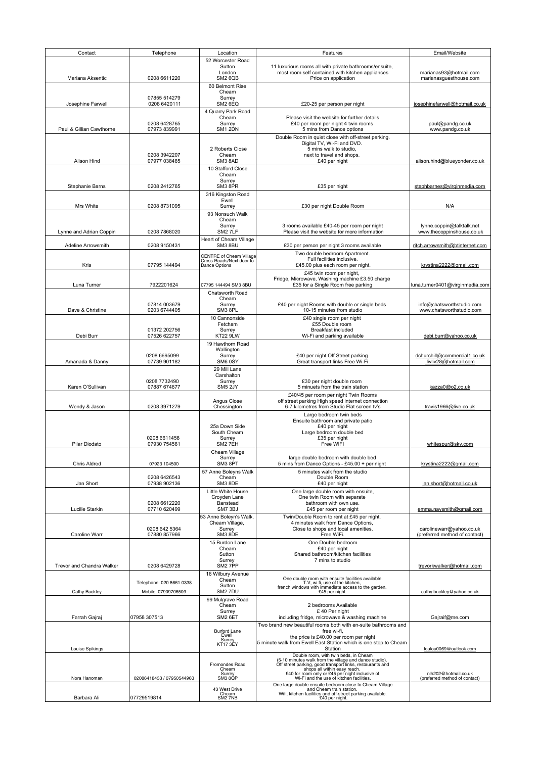| Contact | Telephone | Location | Features | Email/Website |
|---|---|---|---|---|
| Mariana Aksentic | 0208 6611220 | 52 Worcester Road<br>Sutton<br>London<br>SM2 6QB | 11 luxurious rooms all with private bathrooms/ensuite,<br>most room self contained with kitchen appliances<br>Price on application | marianas93@hotmail.com<br>marianasguesthouse.com |
| Josephine Farwell | 07855 514279<br>0208 6420111 | 60 Belmont Rise<br>Cheam<br>Surrey<br>SM2 6EQ | £20-25 per person per night | josephinefarwell@hotmail.co.uk |
| Paul & Gillian Cawthorne | 0208 6428765<br>07973 839991 | 4 Quarry Park Road<br>Cheam<br>Surrey<br>SM1 2DN | Please visit the website for further details<br>£40 per room per night 4 twin rooms<br>5 mins from Dance options | paul@pandg.co.uk<br>www.pandg.co.uk |
| Alison Hind | 0208 3942207<br>07977 038465 | 2 Roberts Close<br>Cheam<br>SM3 8AD | Double Room in quiet close with off-street parking.<br>Digital TV, Wi-Fi and DVD.<br>5 mins walk to studio,<br>next to travel and shops.<br>£40 per night | alison.hind@blueyonder.co.uk |
| Stephanie Barns | 0208 2412765 | 10 Stafford Close<br>Cheam<br>Surrey<br>SM3 8PR | £35 per night | stephbarnes@virginmedia.com |
| Mrs White | 0208 8731095 | 316 Kingston Road<br>Ewell<br>Surrey | £30 per night Double Room | N/A |
| Lynne and Adrian Coppin | 0208 7868020 | 93 Nonsuch Walk<br>Cheam<br>Surrey<br>SM2 7LF | 3 rooms available £40-45 per room per night<br>Please visit the website for more information | lynne.coppin@talktalk.net<br>www.thecoppinshouse.co.uk |
| Adeline Arrowsmith | 0208 9150431 | Heart of Cheam Village<br>SM3 8BU | £30 per person per night 3 rooms available | ritch.arrowsmith@btinternet.com |
| Kris | 07795 144494 | CENTRE of Cheam Village<br>Cross Roads/Next door to<br>Dance Options | Two double bedroom Apartment.<br>Full facilities inclusive.<br>£45.00 plus each room per night. | krystina2222@gmail.com |
| Luna Turner | 7922201624 | 07795 144494 SM3 8BU | £45 twin room per night,<br>Fridge, Microwave, Washing machine £3.50 charge<br>£35 for a Single Room free parking | luna.turner0401@virginmedia.com |
| Dave & Christine | 07814 003679<br>0203 6744405 | Chatsworth Road<br>Cheam<br>Surrey<br>SM3 8PL | £40 per night Rooms with double or single beds<br>10-15 minutes from studio | info@chatsworthstudio.com<br>www.chatsworthstudio.com |
| Debi Burr | 01372 202756<br>07526 622757 | 10 Cannonside<br>Fetcham<br>Surrey<br>KT22 9LW | £40 single room per night<br>£55 Double room<br>Breakfast included<br>Wi-Fi and parking available | debi.burr@yahoo.co.uk |
| Amanada & Danny | 0208 6695099<br>07739 901182 | 19 Hawthorn Road<br>Wallington<br>Surrey<br>SM6 0SY | £40 per night Off Street parking<br>Great transport links Free Wi-Fi | dchurchill@commercial1.co.uk<br>livliv28@hotmail.com |
| Karen O'Sullivan | 0208 7732490<br>07887 674677 | 29 Mill Lane<br>Carshalton<br>Surrey<br>SM5 2JY | £30 per night double room<br>5 minuets from the train station | kazza0@o2.co.uk |
| Wendy & Jason | 0208 3971279 | Angus Close<br>Chessington | £40/45 per room per night Twin Rooms<br>off street parking High speed internet connection<br>6-7 kilometres from Studio Flat screen tv's | travis1966@live.co.uk |
| Pilar Diodato | 0208 6611458<br>07930 754561 | 25a Down Side<br>South Cheam<br>Surrey<br>SM2 7EH | Large bedroom twin beds<br>Ensuite bathroom and private patio<br>£40 per night<br>Large bedroom double bed<br>£35 per night<br>Free WIFI | whitespur@sky.com |
| Chris Aldred | 07923 104500 | Cheam Village<br>Surrey<br>SM3 8PT | large double bedroom with double bed<br>5 mins from Dance Options - £45.00 + per night | krystina2222@gmail.com |
| Jan Short | 0208 6426543<br>07938 902136 | 57 Anne Boleyns Walk<br>Cheam<br>SM3 8DE | 5 minutes walk from the studio<br>Double Room<br>£40 per night | jan.short@hotmail.co.uk |
| Lucille Starkin | 0208 6612220<br>07710 620499 | Little White House<br>Croyden Lane<br>Banstead<br>SM7 3BJ | One large double room with ensuite,<br>One twin Room with separate<br>bathroom with own use.<br>£45 per room per night | emma.naysmith@gmail.com |
| Caroline Warr | 0208 642 5364<br>07880 857966 | 53 Anne Boleyn's Walk,<br>Cheam Village,<br>Surrey<br>SM3 8DE | Twin/Double Room to rent at £45 per night,<br>4 minutes walk from Dance Options,<br>Close to shops and local amenities.<br>Free WiFi. | carolinewarr@yahoo.co.uk<br>(preferred method of contact) |
| Trevor and Chandra Walker | 0208 6429728 | 15 Burdon Lane<br>Cheam<br>Sutton<br>Surrey<br>SM2 7PP | One Double bedroom<br>£40 per night<br>Shared bathroom/kitchen facilities<br>7 mins to studio | trevorkwalker@hotmail.com |
| Cathy Buckley | Telephone: 020 8661 0338<br>Mobile: 07909706509 | 16 Wilbury Avenue<br>Cheam<br>Sutton<br>SM2 7DU | One double room with ensuite facilities available.<br>T.V, wi fi, use of the kitchen,<br>french windows with immediate access to the garden.<br>£45 per night. | cathy.buckley@yahoo.co.uk |
| Farrah Gajraj | 07958 307513 | 99 Mulgrave Road<br>Cheam<br>Surrey<br>SM2 6ET | 2 bedrooms Available<br>£ 40 Per night<br>including fridge, microwave & washing machine | Gajraif@me.com |
| Louise Spikings | | Burford Lane<br>Ewell<br>Surrey<br>KT17 3EY | Two brand new beautiful rooms both with en-suite bathrooms and<br>free wi-fi,<br>the price is £40.00 per room per night<br>5 minute walk from Ewell East Station which is one stop to Cheam<br>Station | loulou0069@outlook.com |
| Nora Hanoman | 02086418433 / 07950544963 | Fromondes Road<br>Cheam<br>Surrey<br>SM3 8QP | Double room, with twin beds, in Cheam<br>(5-10 minutes walk from the village and dance studio).<br>Off street parking, good transport links, restaurants and<br>shops all within easy reach.<br>£40 for room only or £45 per night inclusive of<br>Wi-Fi and the use of kitchen facilities. | nlh202@hotmail.co.uk<br>(preferred method of contact) |
| Barbara Ali | 07729519814 | 43 West Drive<br>Cheam<br>SM2 7NB | One large double ensuite bedroom close to Cheam Village<br>and Cheam train station.<br>Wifi, kitchen facilities and off-street parking available.<br>£40 per night. | |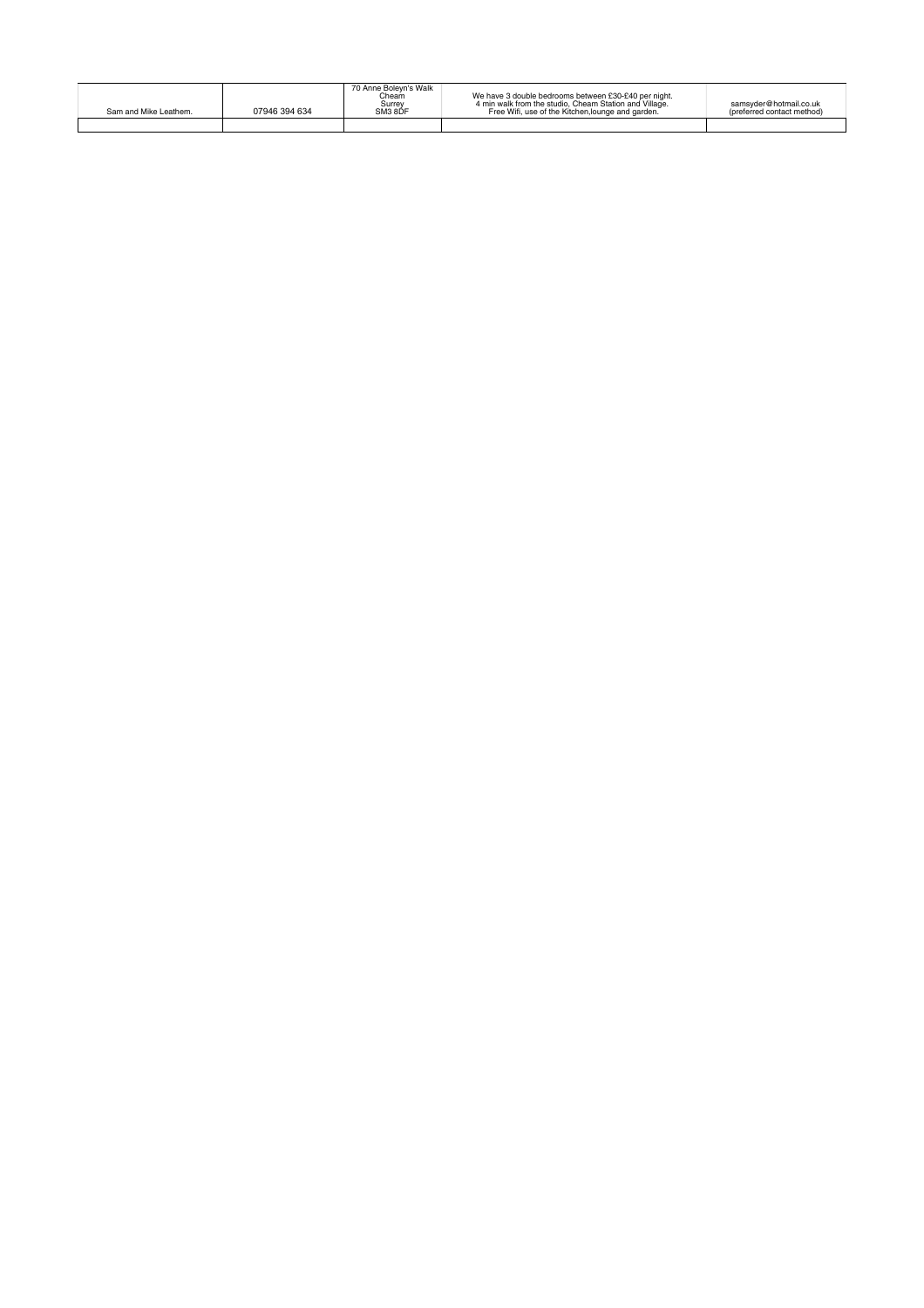| | | | | |
|---|---|---|---|---|
| Sam and Mike Leathem. | 07946 394 634 | 70 Anne Boleyn's Walk<br>Cheam<br>Surrey<br>SM3 8DF | We have 3 double bedrooms between £30-£40 per night.<br>4 min walk from the studio, Cheam Station and Village.<br>Free Wifi, use of the Kitchen,lounge and garden. | samsyder@hotmail.co.uk<br>(preferred contact method) |
| | | | | |